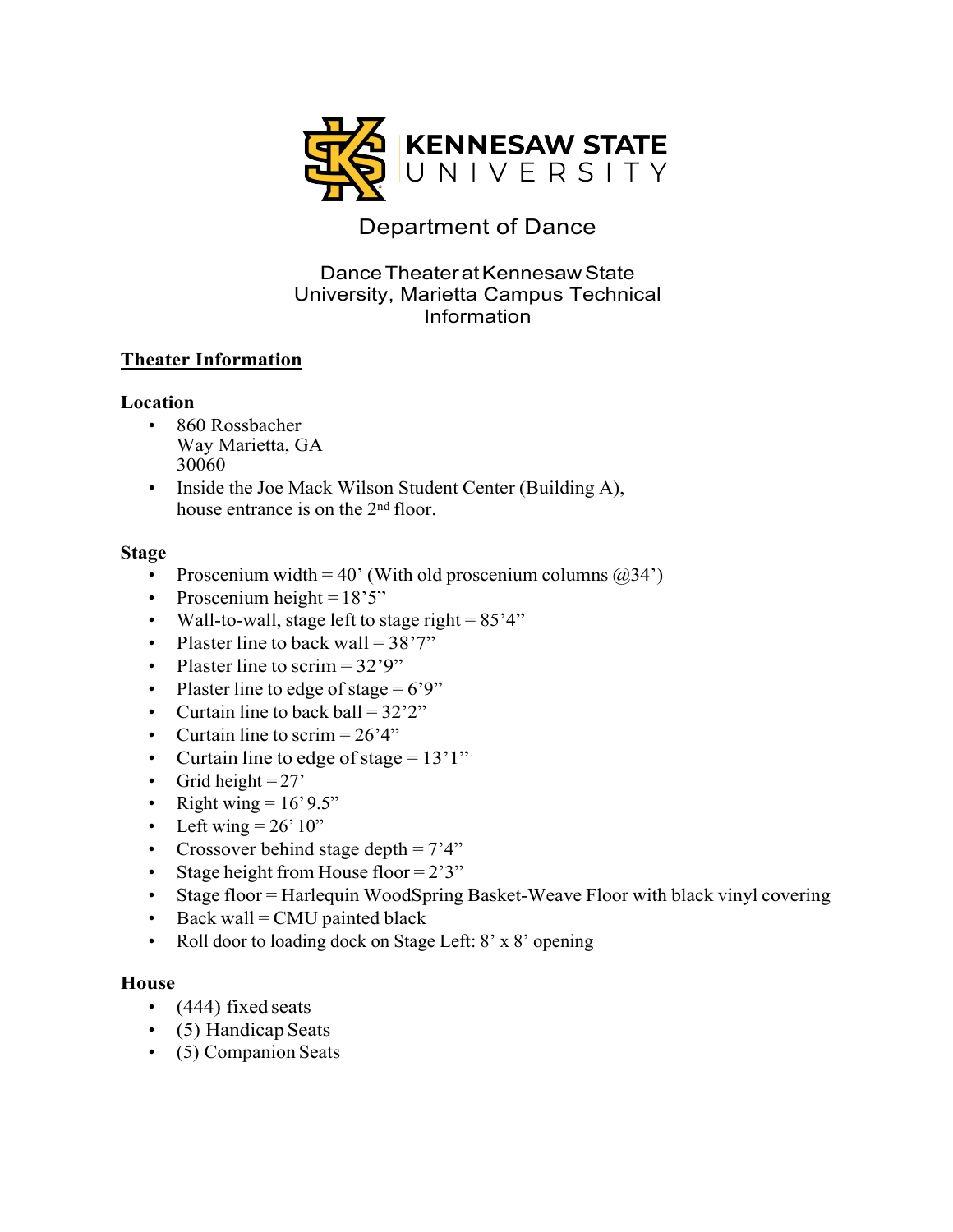KENNESAW STATE UNIVERSITY

# Department of Dance

## Dance Theater at Kennesaw State University, Marietta Campus Technical Information

## Theater Information

### Location

- 860 Rossbacher Way Marietta, GA 30060
- Inside the Joe Mack Wilson Student Center (Building A), house entrance is on the 2nd floor.

### Stage

- Proscenium width = 40' (With old proscenium columns @34')
- Proscenium height = 18'5"
- Wall-to-wall, stage left to stage right = 85'4"
- Plaster line to back wall = 38'7"
- Plaster line to scrim = 32'9"
- Plaster line to edge of stage = 6'9"
- Curtain line to back ball = 32'2"
- Curtain line to scrim = 26'4"
- Curtain line to edge of stage = 13'1"
- Grid height = 27'
- Right wing = 16' 9.5"
- Left wing = 26' 10"
- Crossover behind stage depth = 7'4"
- Stage height from House floor = 2'3"
- Stage floor = Harlequin WoodSpring Basket-Weave Floor with black vinyl covering
- Back wall = CMU painted black
- Roll door to loading dock on Stage Left: 8' x 8' opening

### House

- (444) fixed seats
- (5) Handicap Seats
- (5) Companion Seats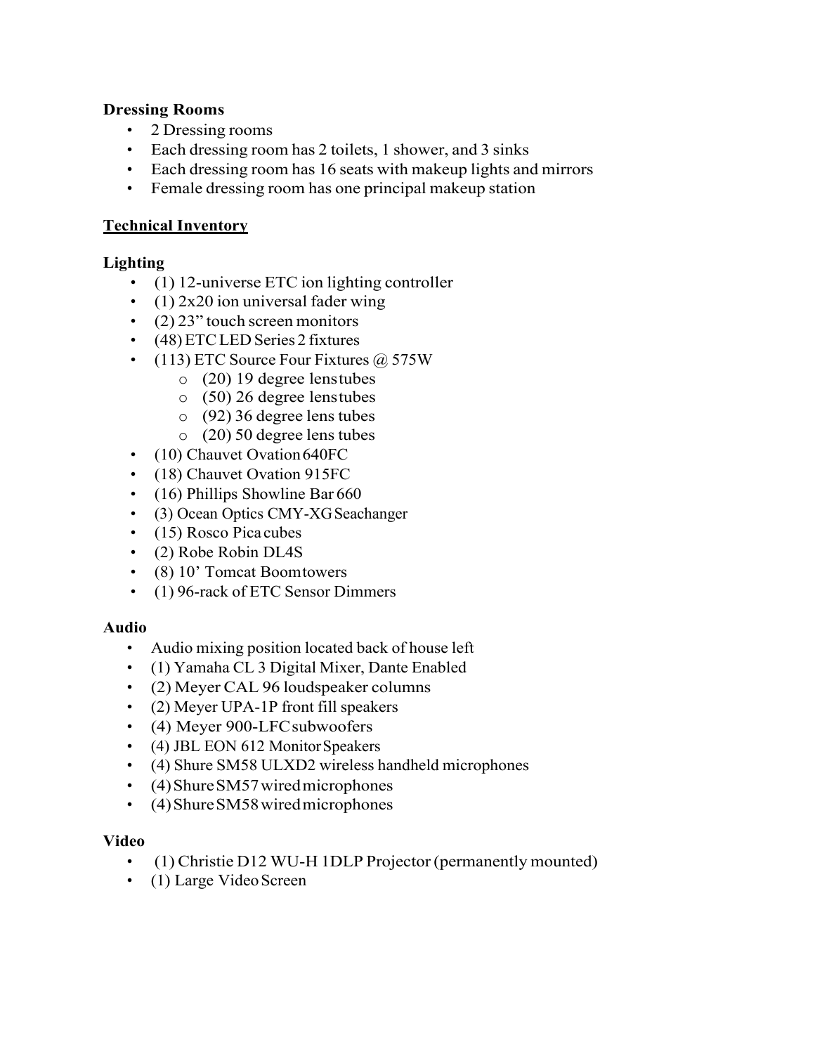**Dressing Rooms**

- 2 Dressing rooms
- Each dressing room has 2 toilets, 1 shower, and 3 sinks
- Each dressing room has 16 seats with makeup lights and mirrors
- Female dressing room has one principal makeup station

**<u>Technical Inventory</u>**

**Lighting**

- (1) 12-universe ETC ion lighting controller
- (1) 2x20 ion universal fader wing
- (2) 23" touch screen monitors
- (48) ETC LED Series 2 fixtures
- (113) ETC Source Four Fixtures @ 575W
    - (20) 19 degree lens tubes
    - (50) 26 degree lens tubes
    - (92) 36 degree lens tubes
    - (20) 50 degree lens tubes
- (10) Chauvet Ovation 640FC
- (18) Chauvet Ovation 915FC
- (16) Phillips Showline Bar 660
- (3) Ocean Optics CMY-XG Seachanger
- (15) Rosco Pica cubes
- (2) Robe Robin DL4S
- (8) 10' Tomcat Boom towers
- (1) 96-rack of ETC Sensor Dimmers

**Audio**

- Audio mixing position located back of house left
- (1) Yamaha CL 3 Digital Mixer, Dante Enabled
- (2) Meyer CAL 96 loudspeaker columns
- (2) Meyer UPA-1P front fill speakers
- (4) Meyer 900-LFC subwoofers
- (4) JBL EON 612 Monitor Speakers
- (4) Shure SM58 ULXD2 wireless handheld microphones
- (4) Shure SM57 wired microphones
- (4) Shure SM58 wired microphones

**Video**

- (1) Christie D12 WU-H 1DLP Projector (permanently mounted)
- (1) Large Video Screen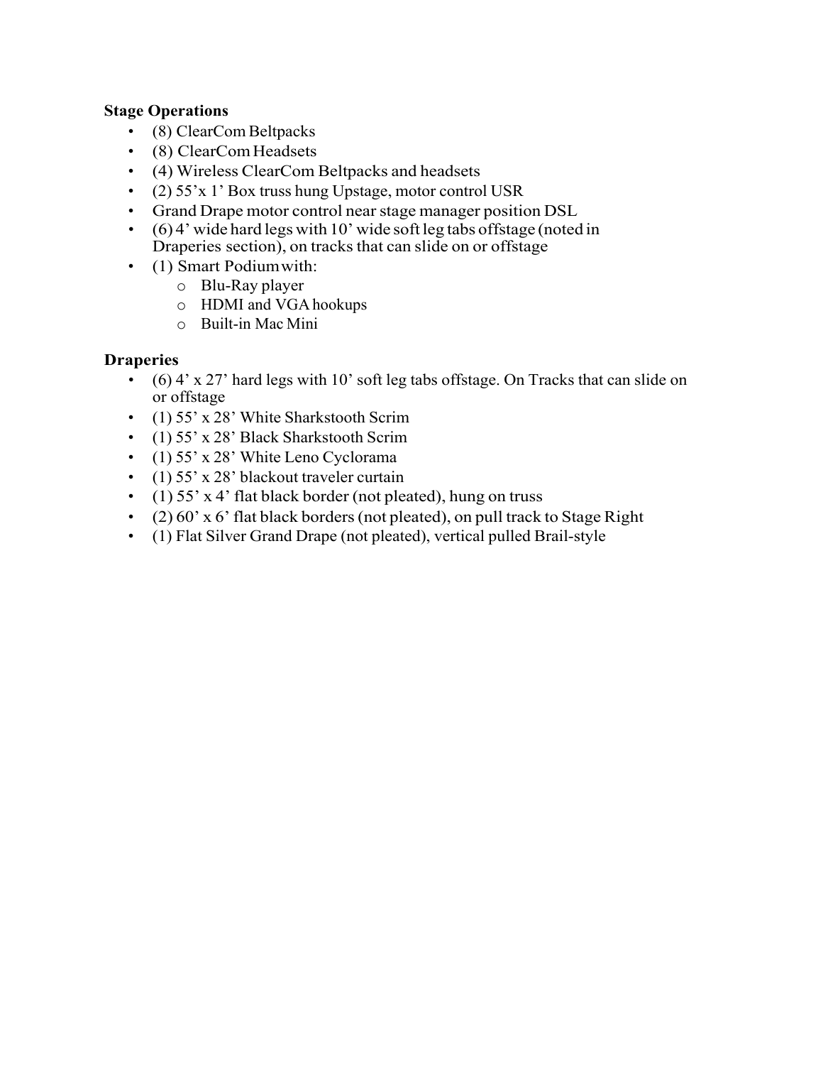**Stage Operations**

- (8) ClearCom Beltpacks
- (8) ClearCom Headsets
- (4) Wireless ClearCom Beltpacks and headsets
- (2) 55'x 1' Box truss hung Upstage, motor control USR
- Grand Drape motor control near stage manager position DSL
- (6) 4' wide hard legs with 10' wide soft leg tabs offstage (noted in Draperies section), on tracks that can slide on or offstage
- (1) Smart Podium with:
  - Blu-Ray player
  - HDMI and VGA hookups
  - Built-in Mac Mini

**Draperies**

- (6) 4' x 27' hard legs with 10' soft leg tabs offstage. On Tracks that can slide on or offstage
- (1) 55' x 28' White Sharkstooth Scrim
- (1) 55' x 28' Black Sharkstooth Scrim
- (1) 55' x 28' White Leno Cyclorama
- (1) 55' x 28' blackout traveler curtain
- (1) 55' x 4' flat black border (not pleated), hung on truss
- (2) 60' x 6' flat black borders (not pleated), on pull track to Stage Right
- (1) Flat Silver Grand Drape (not pleated), vertical pulled Brail-style